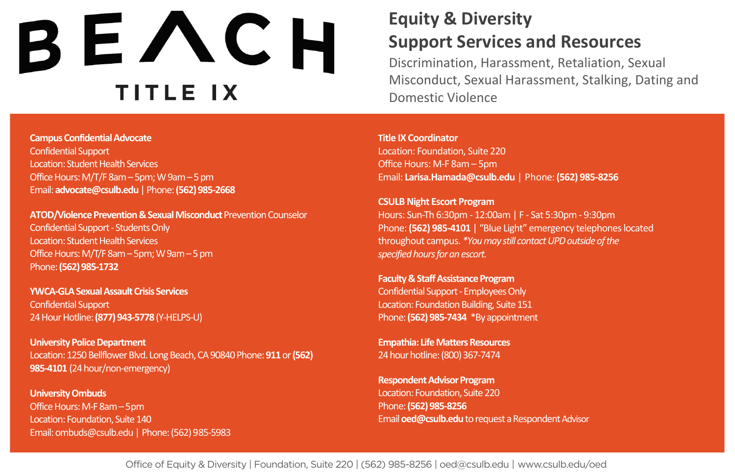# BEACH TITLE IX

## Equity & Diversity Support Services and Resources

Discrimination, Harassment, Retaliation, Sexual Misconduct, Sexual Harassment, Stalking, Dating and Domestic Violence

**Campus Confidential Advocate**
Confidential Support
Location: Student Health Services
Office Hours: M/T/F 8am – 5pm; W 9am – 5 pm
Email: **advocate@csulb.edu** | Phone: **(562) 985-2668**

**ATOD/Violence Prevention & Sexual Misconduct** Prevention Counselor
Confidential Support - Students Only
Location: Student Health Services
Office Hours: M/T/F 8am – 5pm; W 9am – 5 pm
Phone: **(562) 985-1732**

**YWCA-GLA Sexual Assault Crisis Services**
Confidential Support
24 Hour Hotline: **(877) 943-5778** (Y-HELPS-U)

**University Police Department**
Location: 1250 Bellflower Blvd. Long Beach, CA 90840 Phone: **911** or **(562) 985-4101** (24 hour/non-emergency)

**University Ombuds**
Office Hours: M-F 8am – 5pm
Location: Foundation, Suite 140
Email: ombuds@csulb.edu | Phone: (562) 985-5983

**Title IX Coordinator**
Location: Foundation, Suite 220
Office Hours: M-F 8am – 5pm
Email: **Larisa.Hamada@csulb.edu** | Phone: **(562) 985-8256**

**CSULB Night Escort Program**
Hours: Sun-Th 6:30pm - 12:00am | F - Sat 5:30pm - 9:30pm
Phone: **(562) 985-4101** | "Blue Light" emergency telephones located throughout campus. *\*You may still contact UPD outside of the specified hours for an escort.*

**Faculty & Staff Assistance Program**
Confidential Support - Employees Only
Location: Foundation Building, Suite 151
Phone: **(562) 985-7434** *By appointment

**Empathia: Life Matters Resources**
24 hour hotline: (800) 367-7474

**Respondent Advisor Program**
Location: Foundation, Suite 220
Phone: **(562) 985-8256**
Email **oed@csulb.edu** to request a Respondent Advisor

Office of Equity & Diversity | Foundation, Suite 220 | (562) 985-8256 | oed@csulb.edu | www.csulb.edu/oed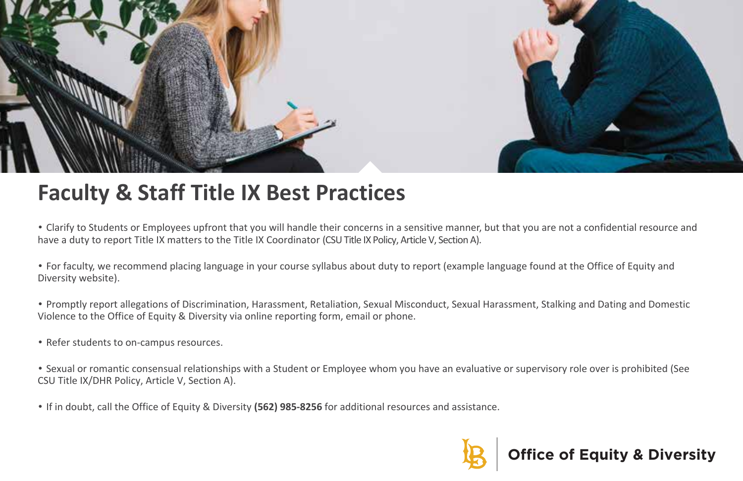# Faculty & Staff Title IX Best Practices

- Clarify to Students or Employees upfront that you will handle their concerns in a sensitive manner, but that you are not a confidential resource and have a duty to report Title IX matters to the Title IX Coordinator (CSU Title IX Policy, Article V, Section A).

- For faculty, we recommend placing language in your course syllabus about duty to report (example language found at the Office of Equity and Diversity website).

- Promptly report allegations of Discrimination, Harassment, Retaliation, Sexual Misconduct, Sexual Harassment, Stalking and Dating and Domestic Violence to the Office of Equity & Diversity via online reporting form, email or phone.

- Refer students to on-campus resources.

- Sexual or romantic consensual relationships with a Student or Employee whom you have an evaluative or supervisory role over is prohibited (See CSU Title IX/DHR Policy, Article V, Section A).

- If in doubt, call the Office of Equity & Diversity **(562) 985-8256** for additional resources and assistance.

**Office of Equity & Diversity**